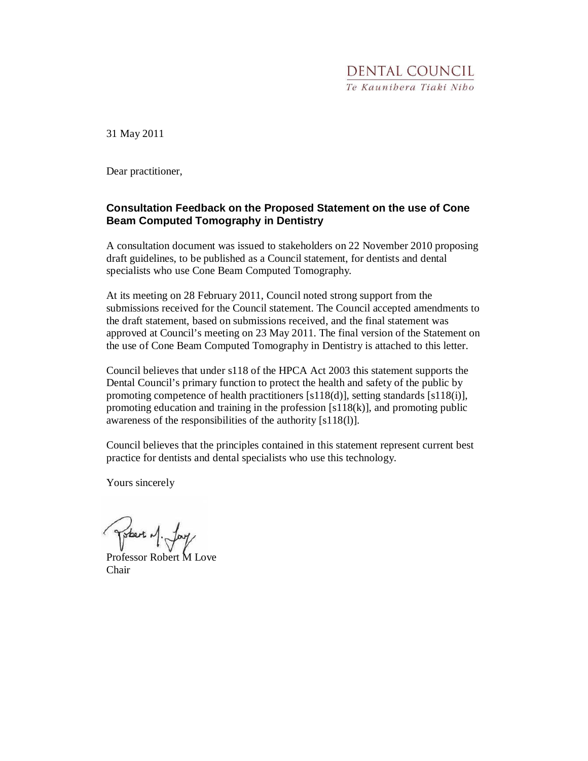DENTAL COUNCIL
*Te Kaunihera Tiaki Niho*

31 May 2011

Dear practitioner,

## Consultation Feedback on the Proposed Statement on the use of Cone Beam Computed Tomography in Dentistry

A consultation document was issued to stakeholders on 22 November 2010 proposing draft guidelines, to be published as a Council statement, for dentists and dental specialists who use Cone Beam Computed Tomography.

At its meeting on 28 February 2011, Council noted strong support from the submissions received for the Council statement. The Council accepted amendments to the draft statement, based on submissions received, and the final statement was approved at Council's meeting on 23 May 2011. The final version of the Statement on the use of Cone Beam Computed Tomography in Dentistry is attached to this letter.

Council believes that under s118 of the HPCA Act 2003 this statement supports the Dental Council's primary function to protect the health and safety of the public by promoting competence of health practitioners [s118(d)], setting standards [s118(i)], promoting education and training in the profession [s118(k)], and promoting public awareness of the responsibilities of the authority [s118(l)].

Council believes that the principles contained in this statement represent current best practice for dentists and dental specialists who use this technology.

Yours sincerely

Professor Robert M Love
Chair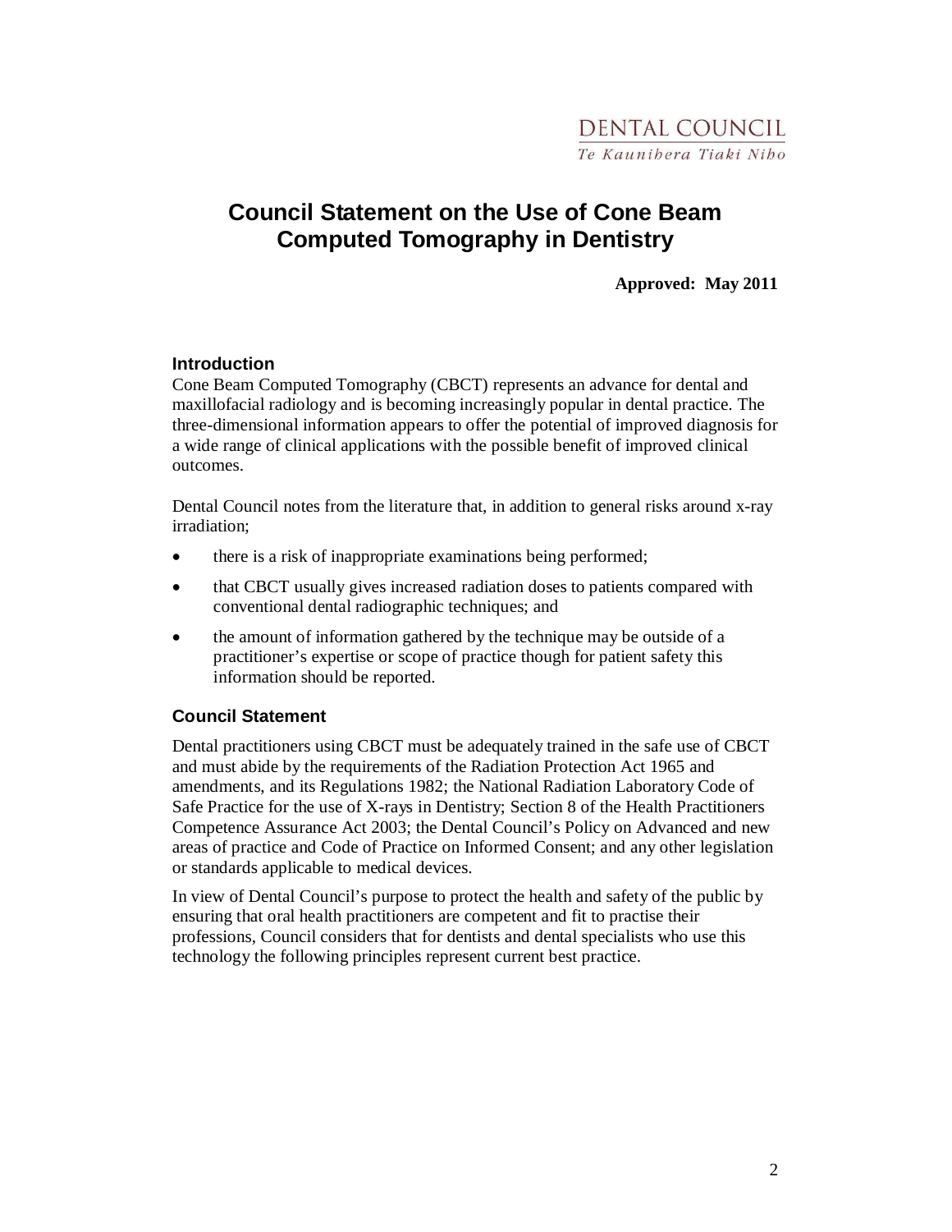DENTAL COUNCIL

*Te Kaunihera Tiaki Niho*

# Council Statement on the Use of Cone Beam Computed Tomography in Dentistry

**Approved: May 2011**

## Introduction

Cone Beam Computed Tomography (CBCT) represents an advance for dental and maxillofacial radiology and is becoming increasingly popular in dental practice. The three-dimensional information appears to offer the potential of improved diagnosis for a wide range of clinical applications with the possible benefit of improved clinical outcomes.

Dental Council notes from the literature that, in addition to general risks around x-ray irradiation;

- there is a risk of inappropriate examinations being performed;
- that CBCT usually gives increased radiation doses to patients compared with conventional dental radiographic techniques; and
- the amount of information gathered by the technique may be outside of a practitioner's expertise or scope of practice though for patient safety this information should be reported.

## Council Statement

Dental practitioners using CBCT must be adequately trained in the safe use of CBCT and must abide by the requirements of the Radiation Protection Act 1965 and amendments, and its Regulations 1982; the National Radiation Laboratory Code of Safe Practice for the use of X-rays in Dentistry; Section 8 of the Health Practitioners Competence Assurance Act 2003; the Dental Council's Policy on Advanced and new areas of practice and Code of Practice on Informed Consent; and any other legislation or standards applicable to medical devices.

In view of Dental Council's purpose to protect the health and safety of the public by ensuring that oral health practitioners are competent and fit to practise their professions, Council considers that for dentists and dental specialists who use this technology the following principles represent current best practice.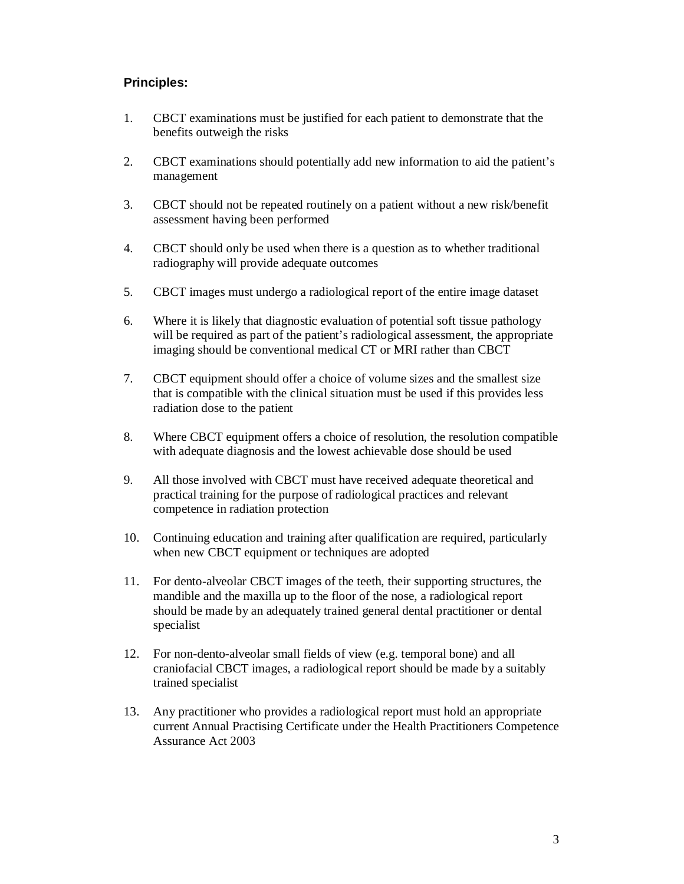**Principles:**

1. CBCT examinations must be justified for each patient to demonstrate that the benefits outweigh the risks

2. CBCT examinations should potentially add new information to aid the patient's management

3. CBCT should not be repeated routinely on a patient without a new risk/benefit assessment having been performed

4. CBCT should only be used when there is a question as to whether traditional radiography will provide adequate outcomes

5. CBCT images must undergo a radiological report of the entire image dataset

6. Where it is likely that diagnostic evaluation of potential soft tissue pathology will be required as part of the patient's radiological assessment, the appropriate imaging should be conventional medical CT or MRI rather than CBCT

7. CBCT equipment should offer a choice of volume sizes and the smallest size that is compatible with the clinical situation must be used if this provides less radiation dose to the patient

8. Where CBCT equipment offers a choice of resolution, the resolution compatible with adequate diagnosis and the lowest achievable dose should be used

9. All those involved with CBCT must have received adequate theoretical and practical training for the purpose of radiological practices and relevant competence in radiation protection

10. Continuing education and training after qualification are required, particularly when new CBCT equipment or techniques are adopted

11. For dento-alveolar CBCT images of the teeth, their supporting structures, the mandible and the maxilla up to the floor of the nose, a radiological report should be made by an adequately trained general dental practitioner or dental specialist

12. For non-dento-alveolar small fields of view (e.g. temporal bone) and all craniofacial CBCT images, a radiological report should be made by a suitably trained specialist

13. Any practitioner who provides a radiological report must hold an appropriate current Annual Practising Certificate under the Health Practitioners Competence Assurance Act 2003